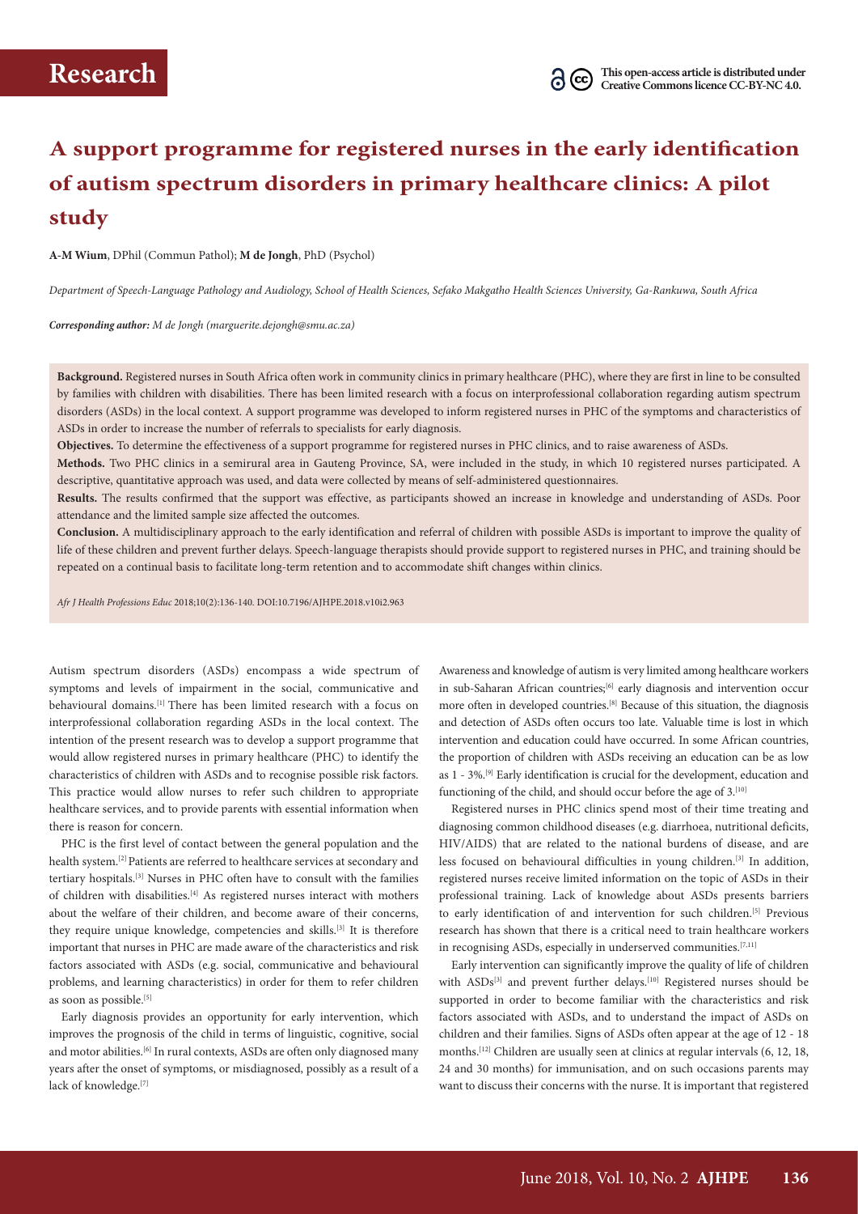# A support programme for registered nurses in the early identification of autism spectrum disorders in primary healthcare clinics: A pilot study

**A-M Wium**, DPhil (Commun Pathol); **M de Jongh**, PhD (Psychol)

*Department of Speech-Language Pathology and Audiology, School of Health Sciences, Sefako Makgatho Health Sciences University, Ga-Rankuwa, South Africa*

***Corresponding author:** M de Jongh (marguerite.dejongh@smu.ac.za)*

**Background.** Registered nurses in South Africa often work in community clinics in primary healthcare (PHC), where they are first in line to be consulted by families with children with disabilities. There has been limited research with a focus on interprofessional collaboration regarding autism spectrum disorders (ASDs) in the local context. A support programme was developed to inform registered nurses in PHC of the symptoms and characteristics of ASDs in order to increase the number of referrals to specialists for early diagnosis.

**Objectives.** To determine the effectiveness of a support programme for registered nurses in PHC clinics, and to raise awareness of ASDs.

**Methods.** Two PHC clinics in a semirural area in Gauteng Province, SA, were included in the study, in which 10 registered nurses participated. A descriptive, quantitative approach was used, and data were collected by means of self-administered questionnaires.

**Results.** The results confirmed that the support was effective, as participants showed an increase in knowledge and understanding of ASDs. Poor attendance and the limited sample size affected the outcomes.

**Conclusion.** A multidisciplinary approach to the early identification and referral of children with possible ASDs is important to improve the quality of life of these children and prevent further delays. Speech-language therapists should provide support to registered nurses in PHC, and training should be repeated on a continual basis to facilitate long-term retention and to accommodate shift changes within clinics.

*Afr J Health Professions Educ* 2018;10(2):136-140. DOI:10.7196/AJHPE.2018.v10i2.963

Autism spectrum disorders (ASDs) encompass a wide spectrum of symptoms and levels of impairment in the social, communicative and behavioural domains.[1] There has been limited research with a focus on interprofessional collaboration regarding ASDs in the local context. The intention of the present research was to develop a support programme that would allow registered nurses in primary healthcare (PHC) to identify the characteristics of children with ASDs and to recognise possible risk factors. This practice would allow nurses to refer such children to appropriate healthcare services, and to provide parents with essential information when there is reason for concern.

PHC is the first level of contact between the general population and the health system.[2] Patients are referred to healthcare services at secondary and tertiary hospitals.[3] Nurses in PHC often have to consult with the families of children with disabilities.[4] As registered nurses interact with mothers about the welfare of their children, and become aware of their concerns, they require unique knowledge, competencies and skills.[3] It is therefore important that nurses in PHC are made aware of the characteristics and risk factors associated with ASDs (e.g. social, communicative and behavioural problems, and learning characteristics) in order for them to refer children as soon as possible.[5]

Early diagnosis provides an opportunity for early intervention, which improves the prognosis of the child in terms of linguistic, cognitive, social and motor abilities.[6] In rural contexts, ASDs are often only diagnosed many years after the onset of symptoms, or misdiagnosed, possibly as a result of a lack of knowledge.[7]

Awareness and knowledge of autism is very limited among healthcare workers in sub-Saharan African countries;[6] early diagnosis and intervention occur more often in developed countries.[8] Because of this situation, the diagnosis and detection of ASDs often occurs too late. Valuable time is lost in which intervention and education could have occurred. In some African countries, the proportion of children with ASDs receiving an education can be as low as 1 - 3%.[9] Early identification is crucial for the development, education and functioning of the child, and should occur before the age of 3.[10]

Registered nurses in PHC clinics spend most of their time treating and diagnosing common childhood diseases (e.g. diarrhoea, nutritional deficits, HIV/AIDS) that are related to the national burdens of disease, and are less focused on behavioural difficulties in young children.[3] In addition, registered nurses receive limited information on the topic of ASDs in their professional training. Lack of knowledge about ASDs presents barriers to early identification of and intervention for such children.[5] Previous research has shown that there is a critical need to train healthcare workers in recognising ASDs, especially in underserved communities.[7,11]

Early intervention can significantly improve the quality of life of children with ASDs[3] and prevent further delays.[10] Registered nurses should be supported in order to become familiar with the characteristics and risk factors associated with ASDs, and to understand the impact of ASDs on children and their families. Signs of ASDs often appear at the age of 12 - 18 months.[12] Children are usually seen at clinics at regular intervals (6, 12, 18, 24 and 30 months) for immunisation, and on such occasions parents may want to discuss their concerns with the nurse. It is important that registered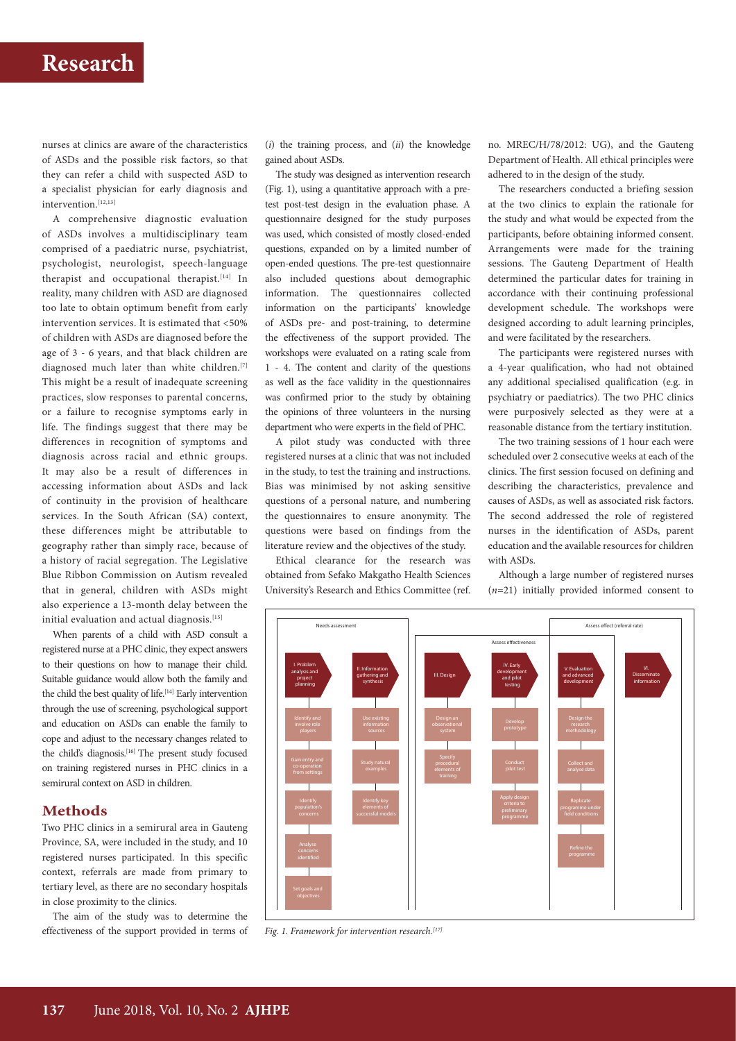nurses at clinics are aware of the characteristics of ASDs and the possible risk factors, so that they can refer a child with suspected ASD to a specialist physician for early diagnosis and intervention.[12,13]

A comprehensive diagnostic evaluation of ASDs involves a multidisciplinary team comprised of a paediatric nurse, psychiatrist, psychologist, neurologist, speech-language therapist and occupational therapist.[14] In reality, many children with ASD are diagnosed too late to obtain optimum benefit from early intervention services. It is estimated that <50% of children with ASDs are diagnosed before the age of 3 - 6 years, and that black children are diagnosed much later than white children.[7] This might be a result of inadequate screening practices, slow responses to parental concerns, or a failure to recognise symptoms early in life. The findings suggest that there may be differences in recognition of symptoms and diagnosis across racial and ethnic groups. It may also be a result of differences in accessing information about ASDs and lack of continuity in the provision of healthcare services. In the South African (SA) context, these differences might be attributable to geography rather than simply race, because of a history of racial segregation. The Legislative Blue Ribbon Commission on Autism revealed that in general, children with ASDs might also experience a 13-month delay between the initial evaluation and actual diagnosis.[15]

When parents of a child with ASD consult a registered nurse at a PHC clinic, they expect answers to their questions on how to manage their child. Suitable guidance would allow both the family and the child the best quality of life.[14] Early intervention through the use of screening, psychological support and education on ASDs can enable the family to cope and adjust to the necessary changes related to the child's diagnosis.[16] The present study focused on training registered nurses in PHC clinics in a semirural context on ASD in children.

## Methods

Two PHC clinics in a semirural area in Gauteng Province, SA, were included in the study, and 10 registered nurses participated. In this specific context, referrals are made from primary to tertiary level, as there are no secondary hospitals in close proximity to the clinics.

The aim of the study was to determine the effectiveness of the support provided in terms of (*i*) the training process, and (*ii*) the knowledge gained about ASDs.

The study was designed as intervention research (Fig. 1), using a quantitative approach with a pre-test post-test design in the evaluation phase. A questionnaire designed for the study purposes was used, which consisted of mostly closed-ended questions, expanded on by a limited number of open-ended questions. The pre-test questionnaire also included questions about demographic information. The questionnaires collected information on the participants' knowledge of ASDs pre- and post-training, to determine the effectiveness of the support provided. The workshops were evaluated on a rating scale from 1 - 4. The content and clarity of the questions as well as the face validity in the questionnaires was confirmed prior to the study by obtaining the opinions of three volunteers in the nursing department who were experts in the field of PHC.

A pilot study was conducted with three registered nurses at a clinic that was not included in the study, to test the training and instructions. Bias was minimised by not asking sensitive questions of a personal nature, and numbering the questionnaires to ensure anonymity. The questions were based on findings from the literature review and the objectives of the study.

Ethical clearance for the research was obtained from Sefako Makgatho Health Sciences University's Research and Ethics Committee (ref. no. MREC/H/78/2012: UG), and the Gauteng Department of Health. All ethical principles were adhered to in the design of the study.

The researchers conducted a briefing session at the two clinics to explain the rationale for the study and what would be expected from the participants, before obtaining informed consent. Arrangements were made for the training sessions. The Gauteng Department of Health determined the particular dates for training in accordance with their continuing professional development schedule. The workshops were designed according to adult learning principles, and were facilitated by the researchers.

The participants were registered nurses with a 4-year qualification, who had not obtained any additional specialised qualification (e.g. in psychiatry or paediatrics). The two PHC clinics were purposively selected as they were at a reasonable distance from the tertiary institution.

The two training sessions of 1 hour each were scheduled over 2 consecutive weeks at each of the clinics. The first session focused on defining and describing the characteristics, prevalence and causes of ASDs, as well as associated risk factors. The second addressed the role of registered nurses in the identification of ASDs, parent education and the available resources for children with ASDs.

Although a large number of registered nurses (*n*=21) initially provided informed consent to

Needs assessment | Assess effectiveness | Assess effect (referral rate)

- I. Problem analysis and project planning
  - Identify and involve role players
  - Gain entry and co-operation from settings
  - Identify population's concerns
  - Analyse concerns identified
  - Set goals and objectives
- II. Information gathering and synthesis
  - Use existing information sources
  - Study natural examples
  - Identify key elements of successful models
- III. Design
  - Design an observational system
  - Specify procedural elements of training
- IV. Early development and pilot testing
  - Develop prototype
  - Conduct pilot test
  - Apply design criteria to preliminary programme
- V. Evaluation and advanced development
  - Design the research methodology
  - Collect and analyse data
  - Replicate programme under field conditions
  - Refine the programme
- VI. Disseminate information

*Fig. 1. Framework for intervention research.*[17]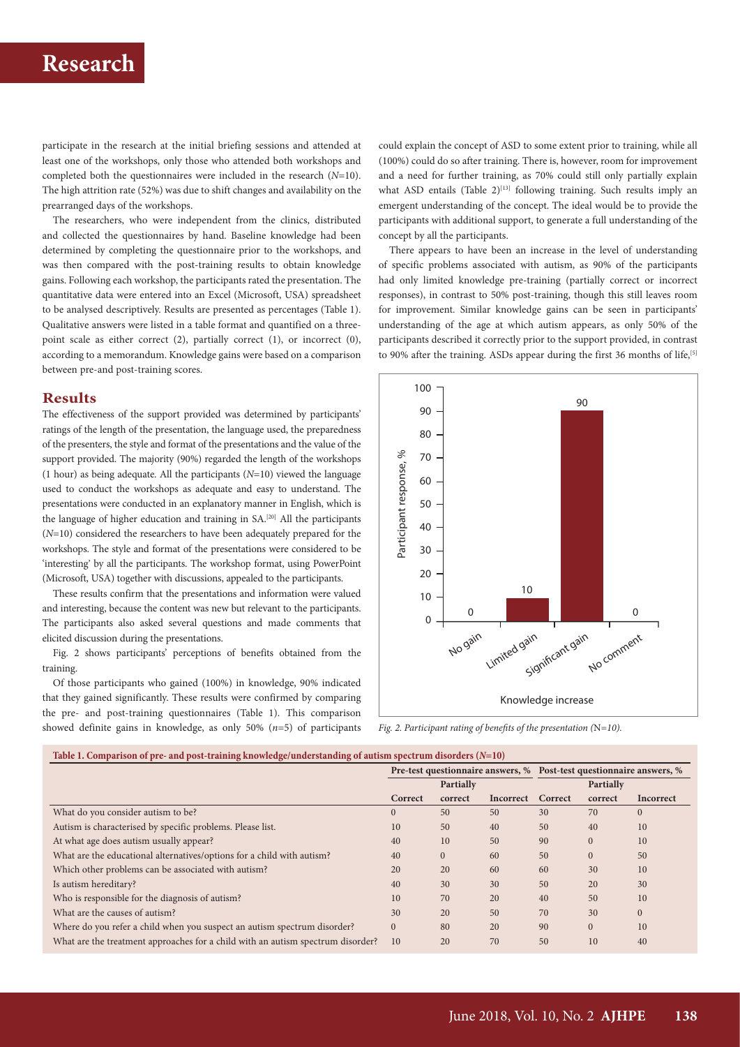participate in the research at the initial briefing sessions and attended at least one of the workshops, only those who attended both workshops and completed both the questionnaires were included in the research ($N$=10). The high attrition rate (52%) was due to shift changes and availability on the prearranged days of the workshops.

The researchers, who were independent from the clinics, distributed and collected the questionnaires by hand. Baseline knowledge had been determined by completing the questionnaire prior to the workshops, and was then compared with the post-training results to obtain knowledge gains. Following each workshop, the participants rated the presentation. The quantitative data were entered into an Excel (Microsoft, USA) spreadsheet to be analysed descriptively. Results are presented as percentages (Table 1). Qualitative answers were listed in a table format and quantified on a three-point scale as either correct (2), partially correct (1), or incorrect (0), according to a memorandum. Knowledge gains were based on a comparison between pre-and post-training scores.

## Results

The effectiveness of the support provided was determined by participants' ratings of the length of the presentation, the language used, the preparedness of the presenters, the style and format of the presentations and the value of the support provided. The majority (90%) regarded the length of the workshops (1 hour) as being adequate. All the participants ($N$=10) viewed the language used to conduct the workshops as adequate and easy to understand. The presentations were conducted in an explanatory manner in English, which is the language of higher education and training in SA.[20] All the participants ($N$=10) considered the researchers to have been adequately prepared for the workshops. The style and format of the presentations were considered to be 'interesting' by all the participants. The workshop format, using PowerPoint (Microsoft, USA) together with discussions, appealed to the participants.

These results confirm that the presentations and information were valued and interesting, because the content was new but relevant to the participants. The participants also asked several questions and made comments that elicited discussion during the presentations.

Fig. 2 shows participants' perceptions of benefits obtained from the training.

Of those participants who gained (100%) in knowledge, 90% indicated that they gained significantly. These results were confirmed by comparing the pre- and post-training questionnaires (Table 1). This comparison showed definite gains in knowledge, as only 50% ($n$=5) of participants could explain the concept of ASD to some extent prior to training, while all (100%) could do so after training. There is, however, room for improvement and a need for further training, as 70% could still only partially explain what ASD entails (Table 2)[13] following training. Such results imply an emergent understanding of the concept. The ideal would be to provide the participants with additional support, to generate a full understanding of the concept by all the participants.

There appears to have been an increase in the level of understanding of specific problems associated with autism, as 90% of the participants had only limited knowledge pre-training (partially correct or incorrect responses), in contrast to 50% post-training, though this still leaves room for improvement. Similar knowledge gains can be seen in participants' understanding of the age at which autism appears, as only 50% of the participants described it correctly prior to the support provided, in contrast to 90% after the training. ASDs appear during the first 36 months of life,[5]

*Fig. 2. Participant rating of benefits of the presentation (N=10).*

**Table 1. Comparison of pre- and post-training knowledge/understanding of autism spectrum disorders ($N$=10)**

| | Pre-test questionnaire answers, % | | | Post-test questionnaire answers, % | | |
|---|---|---|---|---|---|---|
| | Correct | Partially correct | Incorrect | Correct | Partially correct | Incorrect |
| What do you consider autism to be? | 0 | 50 | 50 | 30 | 70 | 0 |
| Autism is characterised by specific problems. Please list. | 10 | 50 | 40 | 50 | 40 | 10 |
| At what age does autism usually appear? | 40 | 10 | 50 | 90 | 0 | 10 |
| What are the educational alternatives/options for a child with autism? | 40 | 0 | 60 | 50 | 0 | 50 |
| Which other problems can be associated with autism? | 20 | 20 | 60 | 60 | 30 | 10 |
| Is autism hereditary? | 40 | 30 | 30 | 50 | 20 | 30 |
| Who is responsible for the diagnosis of autism? | 10 | 70 | 20 | 40 | 50 | 10 |
| What are the causes of autism? | 30 | 20 | 50 | 70 | 30 | 0 |
| Where do you refer a child when you suspect an autism spectrum disorder? | 0 | 80 | 20 | 90 | 0 | 10 |
| What are the treatment approaches for a child with an autism spectrum disorder? | 10 | 20 | 70 | 50 | 10 | 40 |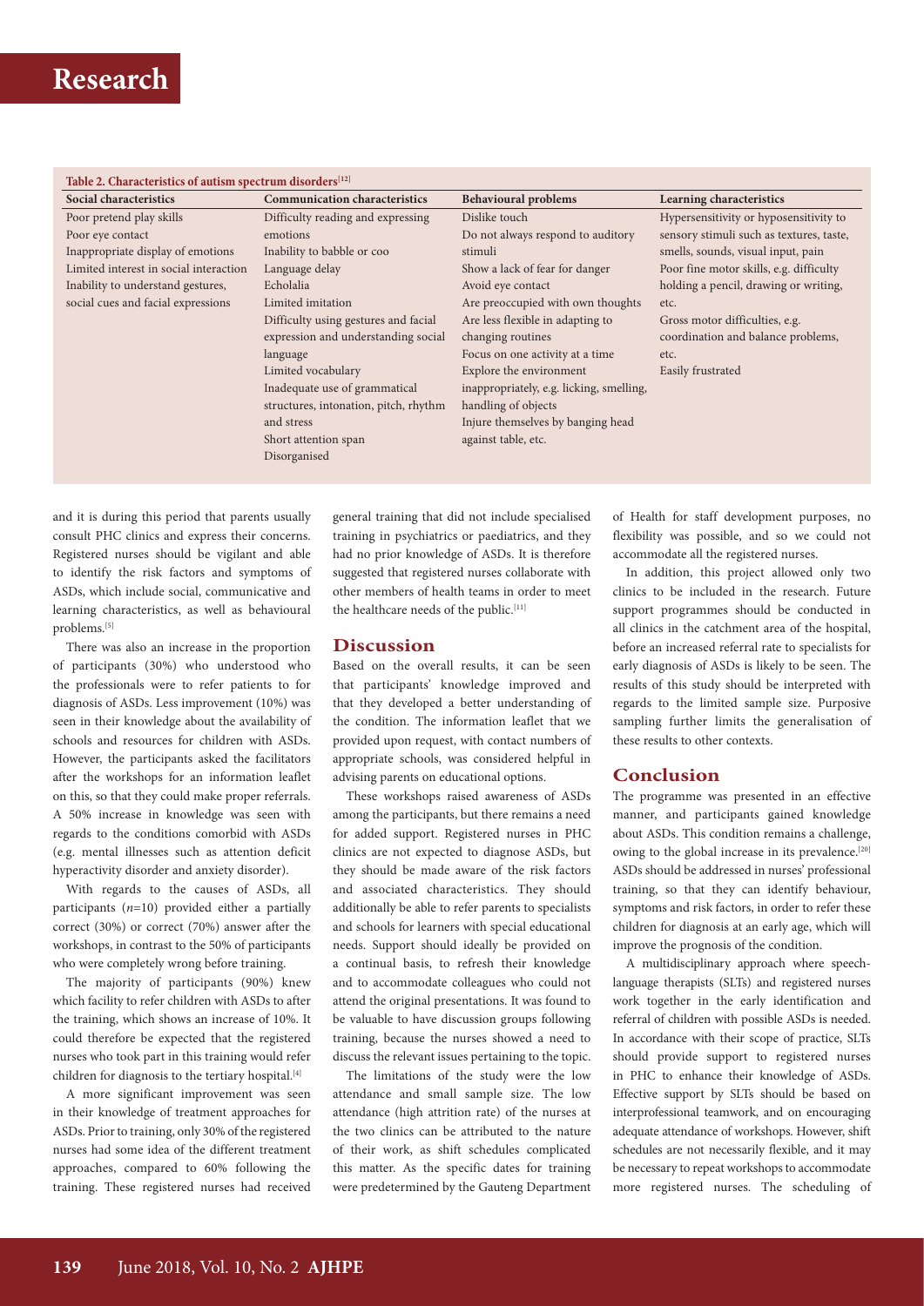**Table 2. Characteristics of autism spectrum disorders[12]**

| Social characteristics | Communication characteristics | Behavioural problems | Learning characteristics |
|---|---|---|---|
| Poor pretend play skills<br>Poor eye contact<br>Inappropriate display of emotions<br>Limited interest in social interaction<br>Inability to understand gestures, social cues and facial expressions | Difficulty reading and expressing emotions<br>Inability to babble or coo<br>Language delay<br>Echolalia<br>Limited imitation<br>Difficulty using gestures and facial expression and understanding social language<br>Limited vocabulary<br>Inadequate use of grammatical structures, intonation, pitch, rhythm and stress<br>Short attention span<br>Disorganised | Dislike touch<br>Do not always respond to auditory stimuli<br>Show a lack of fear for danger<br>Avoid eye contact<br>Are preoccupied with own thoughts<br>Are less flexible in adapting to changing routines<br>Focus on one activity at a time<br>Explore the environment inappropriately, e.g. licking, smelling, handling of objects<br>Injure themselves by banging head against table, etc. | Hypersensitivity or hyposensitivity to sensory stimuli such as textures, taste, smells, sounds, visual input, pain<br>Poor fine motor skills, e.g. difficulty holding a pencil, drawing or writing, etc.<br>Gross motor difficulties, e.g. coordination and balance problems, etc.<br>Easily frustrated |

and it is during this period that parents usually consult PHC clinics and express their concerns. Registered nurses should be vigilant and able to identify the risk factors and symptoms of ASDs, which include social, communicative and learning characteristics, as well as behavioural problems.[5]

There was also an increase in the proportion of participants (30%) who understood who the professionals were to refer patients to for diagnosis of ASDs. Less improvement (10%) was seen in their knowledge about the availability of schools and resources for children with ASDs. However, the participants asked the facilitators after the workshops for an information leaflet on this, so that they could make proper referrals. A 50% increase in knowledge was seen with regards to the conditions comorbid with ASDs (e.g. mental illnesses such as attention deficit hyperactivity disorder and anxiety disorder).

With regards to the causes of ASDs, all participants ($n$=10) provided either a partially correct (30%) or correct (70%) answer after the workshops, in contrast to the 50% of participants who were completely wrong before training.

The majority of participants (90%) knew which facility to refer children with ASDs to after the training, which shows an increase of 10%. It could therefore be expected that the registered nurses who took part in this training would refer children for diagnosis to the tertiary hospital.[4]

A more significant improvement was seen in their knowledge of treatment approaches for ASDs. Prior to training, only 30% of the registered nurses had some idea of the different treatment approaches, compared to 60% following the training. These registered nurses had received general training that did not include specialised training in psychiatrics or paediatrics, and they had no prior knowledge of ASDs. It is therefore suggested that registered nurses collaborate with other members of health teams in order to meet the healthcare needs of the public.[11]

## Discussion

Based on the overall results, it can be seen that participants' knowledge improved and that they developed a better understanding of the condition. The information leaflet that we provided upon request, with contact numbers of appropriate schools, was considered helpful in advising parents on educational options.

These workshops raised awareness of ASDs among the participants, but there remains a need for added support. Registered nurses in PHC clinics are not expected to diagnose ASDs, but they should be made aware of the risk factors and associated characteristics. They should additionally be able to refer parents to specialists and schools for learners with special educational needs. Support should ideally be provided on a continual basis, to refresh their knowledge and to accommodate colleagues who could not attend the original presentations. It was found to be valuable to have discussion groups following training, because the nurses showed a need to discuss the relevant issues pertaining to the topic.

The limitations of the study were the low attendance and small sample size. The low attendance (high attrition rate) of the nurses at the two clinics can be attributed to the nature of their work, as shift schedules complicated this matter. As the specific dates for training were predetermined by the Gauteng Department of Health for staff development purposes, no flexibility was possible, and so we could not accommodate all the registered nurses.

In addition, this project allowed only two clinics to be included in the research. Future support programmes should be conducted in all clinics in the catchment area of the hospital, before an increased referral rate to specialists for early diagnosis of ASDs is likely to be seen. The results of this study should be interpreted with regards to the limited sample size. Purposive sampling further limits the generalisation of these results to other contexts.

## Conclusion

The programme was presented in an effective manner, and participants gained knowledge about ASDs. This condition remains a challenge, owing to the global increase in its prevalence.[20] ASDs should be addressed in nurses' professional training, so that they can identify behaviour, symptoms and risk factors, in order to refer these children for diagnosis at an early age, which will improve the prognosis of the condition.

A multidisciplinary approach where speech-language therapists (SLTs) and registered nurses work together in the early identification and referral of children with possible ASDs is needed. In accordance with their scope of practice, SLTs should provide support to registered nurses in PHC to enhance their knowledge of ASDs. Effective support by SLTs should be based on interprofessional teamwork, and on encouraging adequate attendance of workshops. However, shift schedules are not necessarily flexible, and it may be necessary to repeat workshops to accommodate more registered nurses. The scheduling of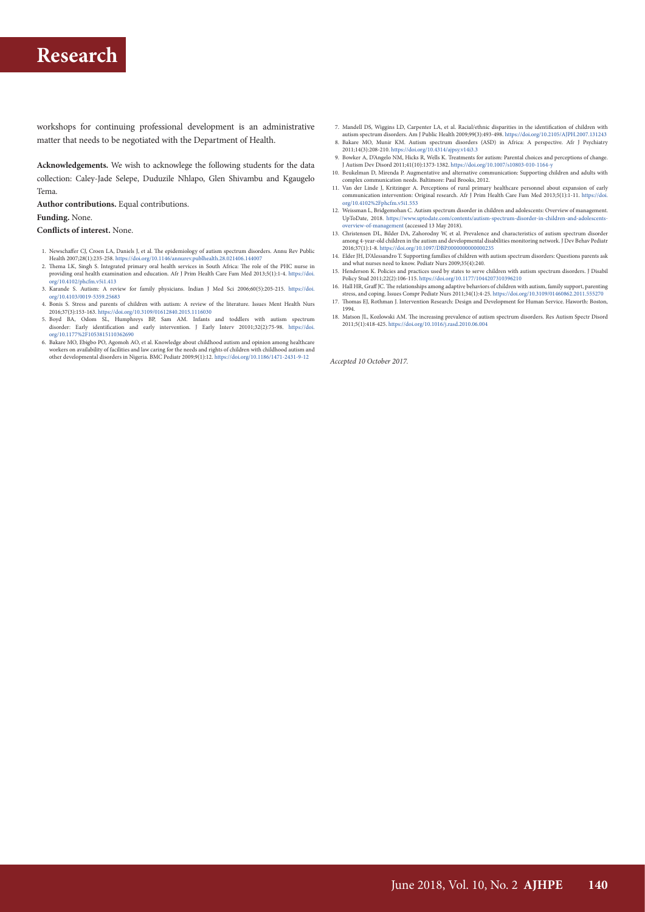workshops for continuing professional development is an administrative matter that needs to be negotiated with the Department of Health.

**Acknowledgements.** We wish to acknowlege the following students for the data collection: Caley-Jade Selepe, Duduzile Nhlapo, Glen Shivambu and Kgaugelo Tema.

**Author contributions.** Equal contributions.

**Funding.** None.

**Conflicts of interest.** None.

1. Newschaffer CJ, Croen LA, Daniels J, et al. The epidemiology of autism spectrum disorders. Annu Rev Public Health 2007;28(1):235-258. https://doi.org/10.1146/annurev.publhealth.28.021406.144007
2. Thema LK, Singh S. Integrated primary oral health services in South Africa: The role of the PHC nurse in providing oral health examination and education. Afr J Prim Health Care Fam Med 2013;5(1):1-4. https://doi.org/10.4102/phcfm.v5i1.413
3. Karande S. Autism: A review for family physicians. Indian J Med Sci 2006;60(5):205-215. https://doi.org/10.4103/0019-5359.25683
4. Bonis S. Stress and parents of children with autism: A review of the literature. Issues Ment Health Nurs 2016;37(3):153-163. https://doi.org/10.3109/01612840.2015.1116030
5. Boyd BA, Odom SL, Humphreys BP, Sam AM. Infants and toddlers with autism spectrum disorder: Early identification and early intervention. J Early Interv 20101;32(2):75-98. https://doi.org/10.1177%2F1053815110362690
6. Bakare MO, Ebigbo PO, Agomoh AO, et al. Knowledge about childhood autism and opinion among healthcare workers on availability of facilities and law caring for the needs and rights of children with childhood autism and other developmental disorders in Nigeria. BMC Pediatr 2009;9(1):12. https://doi.org/10.1186/1471-2431-9-12
7. Mandell DS, Wiggins LD, Carpenter LA, et al. Racial/ethnic disparities in the identification of children with autism spectrum disorders. Am J Public Health 2009;99(3):493-498. https://doi.org/10.2105/AJPH.2007.131243
8. Bakare MO, Munir KM. Autism spectrum disorders (ASD) in Africa: A perspective. Afr J Psychiatry 2011;14(3):208-210. https://doi.org/10.4314/ajpsy.v14i3.3
9. Bowker A, D'Angelo NM, Hicks R, Wells K. Treatments for autism: Parental choices and perceptions of change. J Autism Dev Disord 2011;41(10):1373-1382. https://doi.org/10.1007/s10803-010-1164-y
10. Beukelman D, Mirenda P. Augmentative and alternative communication: Supporting children and adults with complex communication needs. Baltimore: Paul Brooks, 2012.
11. Van der Linde J, Kritzinger A. Perceptions of rural primary healthcare personnel about expansion of early communication intervention: Original research. Afr J Prim Health Care Fam Med 2013;5(1):1-11. https://doi.org/10.4102%2Fphcfm.v5i1.553
12. Weissman L, Bridgemohan C. Autism spectrum disorder in children and adolescents: Overview of management. UpToDate, 2018. https://www.uptodate.com/contents/autism-spectrum-disorder-in-children-and-adolescents-overview-of-management (accessed 13 May 2018).
13. Christensen DL, Bilder DA, Zahorodny W, et al. Prevalence and characteristics of autism spectrum disorder among 4-year-old children in the autism and developmental disabilities monitoring network. J Dev Behav Pediatr 2016;37(1):1-8. https://doi.org/10.1097/DBP.0000000000000235
14. Elder JH, D'Alessandro T. Supporting families of children with autism spectrum disorders: Questions parents ask and what nurses need to know. Pediatr Nurs 2009;35(4):240.
15. Henderson K. Policies and practices used by states to serve children with autism spectrum disorders. J Disabil Policy Stud 2011;22(2):106-115. https://doi.org/10.1177/1044207310396210
16. Hall HR, Graff JC. The relationships among adaptive behaviors of children with autism, family support, parenting stress, and coping. Issues Compr Pediatr Nurs 2011;34(1):4-25. https://doi.org/10.3109/01460862.2011.555270
17. Thomas EJ, Rothman J. Intervention Research: Design and Development for Human Service. Haworth: Boston, 1994.
18. Matson JL, Kozlowski AM. The increasing prevalence of autism spectrum disorders. Res Autism Spectr Disord 2011;5(1):418-425. https://doi.org/10.1016/j.rasd.2010.06.004

*Accepted 10 October 2017.*